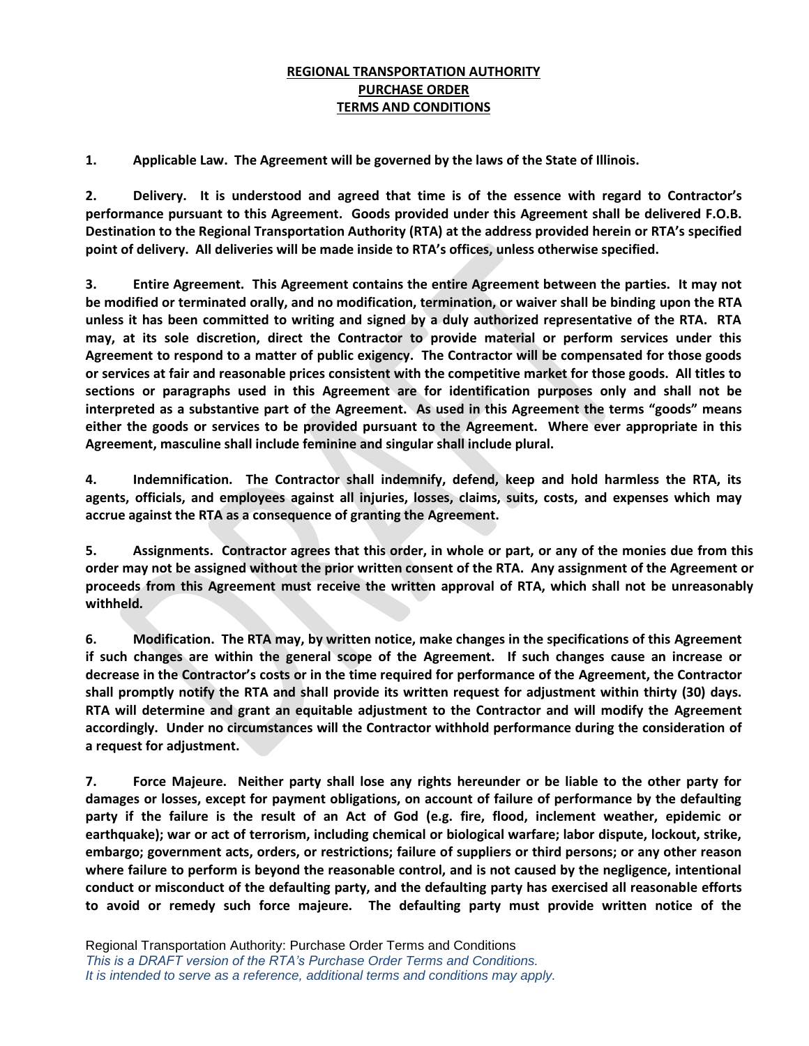# REGIONAL TRANSPORTATION AUTHORITY
# PURCHASE ORDER
# TERMS AND CONDITIONS

**1. Applicable Law. The Agreement will be governed by the laws of the State of Illinois.**

**2. Delivery. It is understood and agreed that time is of the essence with regard to Contractor's performance pursuant to this Agreement. Goods provided under this Agreement shall be delivered F.O.B. Destination to the Regional Transportation Authority (RTA) at the address provided herein or RTA's specified point of delivery. All deliveries will be made inside to RTA's offices, unless otherwise specified.**

**3. Entire Agreement. This Agreement contains the entire Agreement between the parties. It may not be modified or terminated orally, and no modification, termination, or waiver shall be binding upon the RTA unless it has been committed to writing and signed by a duly authorized representative of the RTA. RTA may, at its sole discretion, direct the Contractor to provide material or perform services under this Agreement to respond to a matter of public exigency. The Contractor will be compensated for those goods or services at fair and reasonable prices consistent with the competitive market for those goods. All titles to sections or paragraphs used in this Agreement are for identification purposes only and shall not be interpreted as a substantive part of the Agreement. As used in this Agreement the terms "goods" means either the goods or services to be provided pursuant to the Agreement. Where ever appropriate in this Agreement, masculine shall include feminine and singular shall include plural.**

**4. Indemnification. The Contractor shall indemnify, defend, keep and hold harmless the RTA, its agents, officials, and employees against all injuries, losses, claims, suits, costs, and expenses which may accrue against the RTA as a consequence of granting the Agreement.**

**5. Assignments. Contractor agrees that this order, in whole or part, or any of the monies due from this order may not be assigned without the prior written consent of the RTA. Any assignment of the Agreement or proceeds from this Agreement must receive the written approval of RTA, which shall not be unreasonably withheld.**

**6. Modification. The RTA may, by written notice, make changes in the specifications of this Agreement if such changes are within the general scope of the Agreement. If such changes cause an increase or decrease in the Contractor's costs or in the time required for performance of the Agreement, the Contractor shall promptly notify the RTA and shall provide its written request for adjustment within thirty (30) days. RTA will determine and grant an equitable adjustment to the Contractor and will modify the Agreement accordingly. Under no circumstances will the Contractor withhold performance during the consideration of a request for adjustment.**

**7. Force Majeure. Neither party shall lose any rights hereunder or be liable to the other party for damages or losses, except for payment obligations, on account of failure of performance by the defaulting party if the failure is the result of an Act of God (e.g. fire, flood, inclement weather, epidemic or earthquake); war or act of terrorism, including chemical or biological warfare; labor dispute, lockout, strike, embargo; government acts, orders, or restrictions; failure of suppliers or third persons; or any other reason where failure to perform is beyond the reasonable control, and is not caused by the negligence, intentional conduct or misconduct of the defaulting party, and the defaulting party has exercised all reasonable efforts to avoid or remedy such force majeure. The defaulting party must provide written notice of the**

Regional Transportation Authority: Purchase Order Terms and Conditions
*This is a DRAFT version of the RTA's Purchase Order Terms and Conditions.*
*It is intended to serve as a reference, additional terms and conditions may apply.*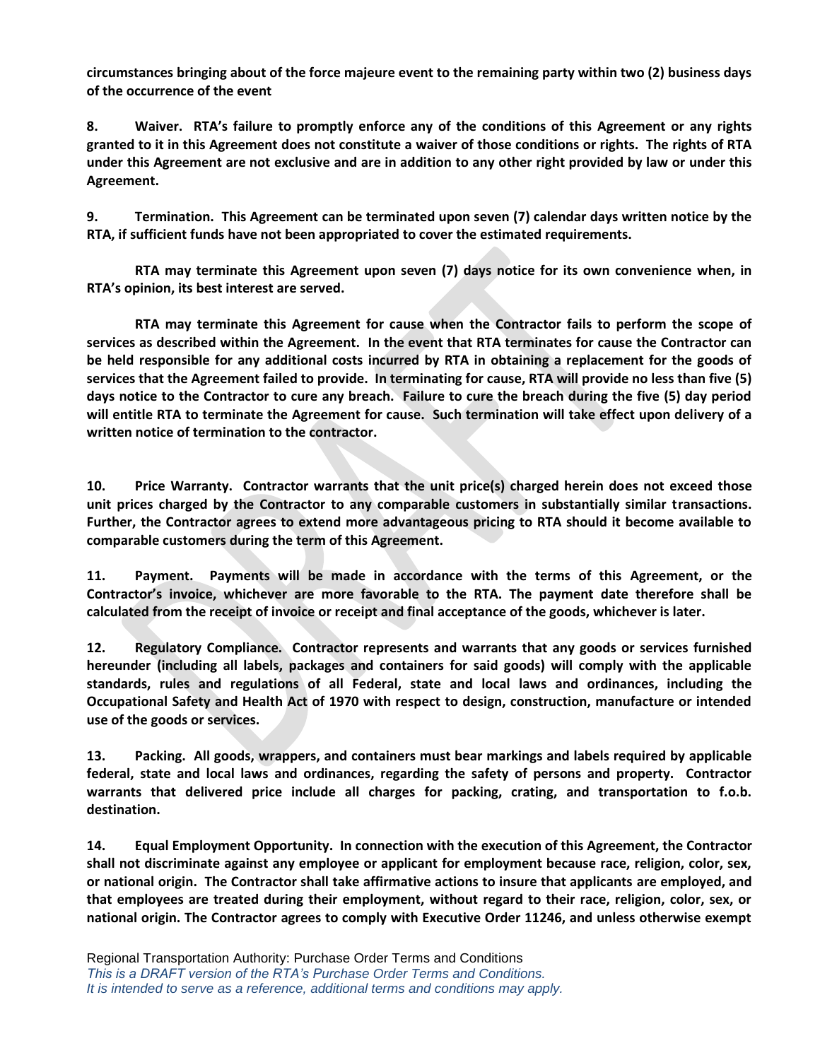**circumstances bringing about of the force majeure event to the remaining party within two (2) business days of the occurrence of the event**

**8. Waiver. RTA's failure to promptly enforce any of the conditions of this Agreement or any rights granted to it in this Agreement does not constitute a waiver of those conditions or rights. The rights of RTA under this Agreement are not exclusive and are in addition to any other right provided by law or under this Agreement.**

**9. Termination. This Agreement can be terminated upon seven (7) calendar days written notice by the RTA, if sufficient funds have not been appropriated to cover the estimated requirements.**

**RTA may terminate this Agreement upon seven (7) days notice for its own convenience when, in RTA's opinion, its best interest are served.**

**RTA may terminate this Agreement for cause when the Contractor fails to perform the scope of services as described within the Agreement. In the event that RTA terminates for cause the Contractor can be held responsible for any additional costs incurred by RTA in obtaining a replacement for the goods of services that the Agreement failed to provide. In terminating for cause, RTA will provide no less than five (5) days notice to the Contractor to cure any breach. Failure to cure the breach during the five (5) day period will entitle RTA to terminate the Agreement for cause. Such termination will take effect upon delivery of a written notice of termination to the contractor.**

**10. Price Warranty. Contractor warrants that the unit price(s) charged herein does not exceed those unit prices charged by the Contractor to any comparable customers in substantially similar transactions. Further, the Contractor agrees to extend more advantageous pricing to RTA should it become available to comparable customers during the term of this Agreement.**

**11. Payment. Payments will be made in accordance with the terms of this Agreement, or the Contractor's invoice, whichever are more favorable to the RTA. The payment date therefore shall be calculated from the receipt of invoice or receipt and final acceptance of the goods, whichever is later.**

**12. Regulatory Compliance. Contractor represents and warrants that any goods or services furnished hereunder (including all labels, packages and containers for said goods) will comply with the applicable standards, rules and regulations of all Federal, state and local laws and ordinances, including the Occupational Safety and Health Act of 1970 with respect to design, construction, manufacture or intended use of the goods or services.**

**13. Packing. All goods, wrappers, and containers must bear markings and labels required by applicable federal, state and local laws and ordinances, regarding the safety of persons and property. Contractor warrants that delivered price include all charges for packing, crating, and transportation to f.o.b. destination.**

**14. Equal Employment Opportunity. In connection with the execution of this Agreement, the Contractor shall not discriminate against any employee or applicant for employment because race, religion, color, sex, or national origin. The Contractor shall take affirmative actions to insure that applicants are employed, and that employees are treated during their employment, without regard to their race, religion, color, sex, or national origin. The Contractor agrees to comply with Executive Order 11246, and unless otherwise exempt**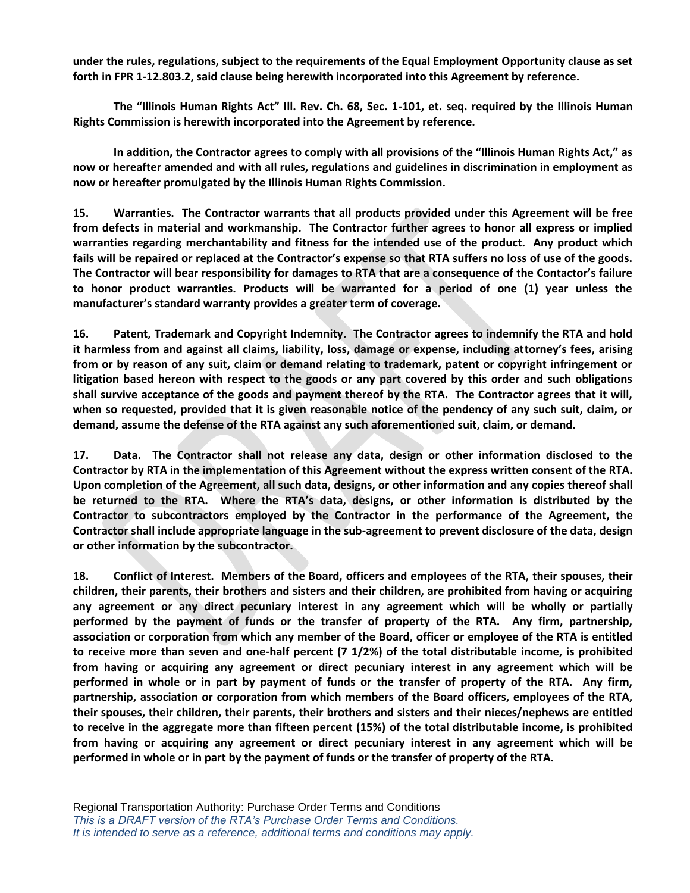**under the rules, regulations, subject to the requirements of the Equal Employment Opportunity clause as set forth in FPR 1-12.803.2, said clause being herewith incorporated into this Agreement by reference.**

**The "Illinois Human Rights Act" Ill. Rev. Ch. 68, Sec. 1-101, et. seq. required by the Illinois Human Rights Commission is herewith incorporated into the Agreement by reference.**

**In addition, the Contractor agrees to comply with all provisions of the "Illinois Human Rights Act," as now or hereafter amended and with all rules, regulations and guidelines in discrimination in employment as now or hereafter promulgated by the Illinois Human Rights Commission.**

**15. Warranties. The Contractor warrants that all products provided under this Agreement will be free from defects in material and workmanship. The Contractor further agrees to honor all express or implied warranties regarding merchantability and fitness for the intended use of the product. Any product which fails will be repaired or replaced at the Contractor's expense so that RTA suffers no loss of use of the goods. The Contractor will bear responsibility for damages to RTA that are a consequence of the Contactor's failure to honor product warranties. Products will be warranted for a period of one (1) year unless the manufacturer's standard warranty provides a greater term of coverage.**

**16. Patent, Trademark and Copyright Indemnity. The Contractor agrees to indemnify the RTA and hold it harmless from and against all claims, liability, loss, damage or expense, including attorney's fees, arising from or by reason of any suit, claim or demand relating to trademark, patent or copyright infringement or litigation based hereon with respect to the goods or any part covered by this order and such obligations shall survive acceptance of the goods and payment thereof by the RTA. The Contractor agrees that it will, when so requested, provided that it is given reasonable notice of the pendency of any such suit, claim, or demand, assume the defense of the RTA against any such aforementioned suit, claim, or demand.**

**17. Data. The Contractor shall not release any data, design or other information disclosed to the Contractor by RTA in the implementation of this Agreement without the express written consent of the RTA. Upon completion of the Agreement, all such data, designs, or other information and any copies thereof shall be returned to the RTA. Where the RTA's data, designs, or other information is distributed by the Contractor to subcontractors employed by the Contractor in the performance of the Agreement, the Contractor shall include appropriate language in the sub-agreement to prevent disclosure of the data, design or other information by the subcontractor.**

**18. Conflict of Interest. Members of the Board, officers and employees of the RTA, their spouses, their children, their parents, their brothers and sisters and their children, are prohibited from having or acquiring any agreement or any direct pecuniary interest in any agreement which will be wholly or partially performed by the payment of funds or the transfer of property of the RTA. Any firm, partnership, association or corporation from which any member of the Board, officer or employee of the RTA is entitled to receive more than seven and one-half percent (7 1/2%) of the total distributable income, is prohibited from having or acquiring any agreement or direct pecuniary interest in any agreement which will be performed in whole or in part by payment of funds or the transfer of property of the RTA. Any firm, partnership, association or corporation from which members of the Board officers, employees of the RTA, their spouses, their children, their parents, their brothers and sisters and their nieces/nephews are entitled to receive in the aggregate more than fifteen percent (15%) of the total distributable income, is prohibited from having or acquiring any agreement or direct pecuniary interest in any agreement which will be performed in whole or in part by the payment of funds or the transfer of property of the RTA.**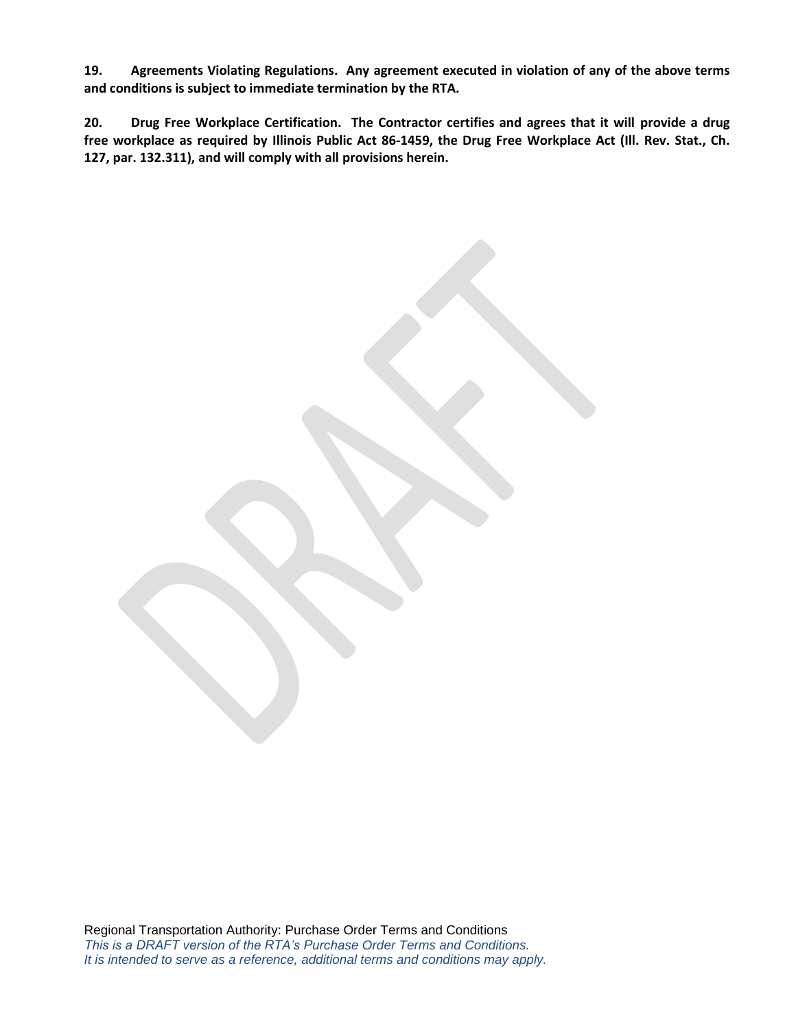**19. Agreements Violating Regulations. Any agreement executed in violation of any of the above terms and conditions is subject to immediate termination by the RTA.**

**20. Drug Free Workplace Certification. The Contractor certifies and agrees that it will provide a drug free workplace as required by Illinois Public Act 86-1459, the Drug Free Workplace Act (Ill. Rev. Stat., Ch. 127, par. 132.311), and will comply with all provisions herein.**